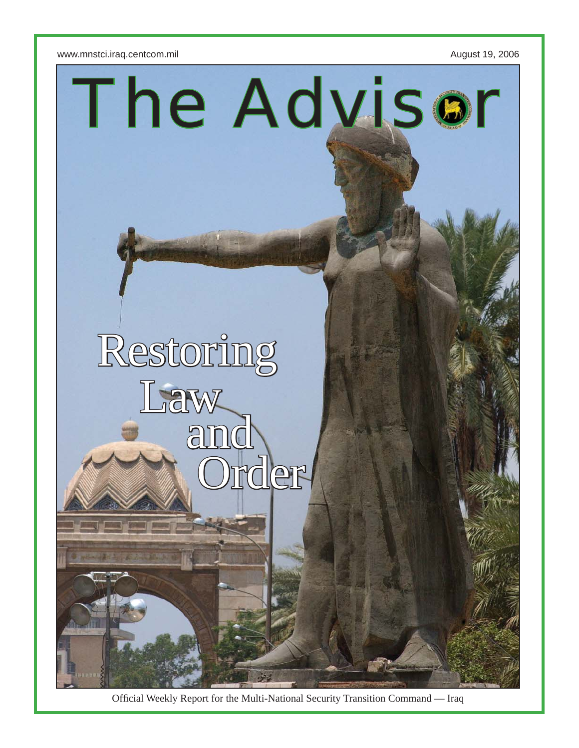www.mnstci.iraq.centcom.mil

August 19, 2006

# The Advisor

## Restoring Law and Order

Official Weekly Report for the Multi-National Security Transition Command — Iraq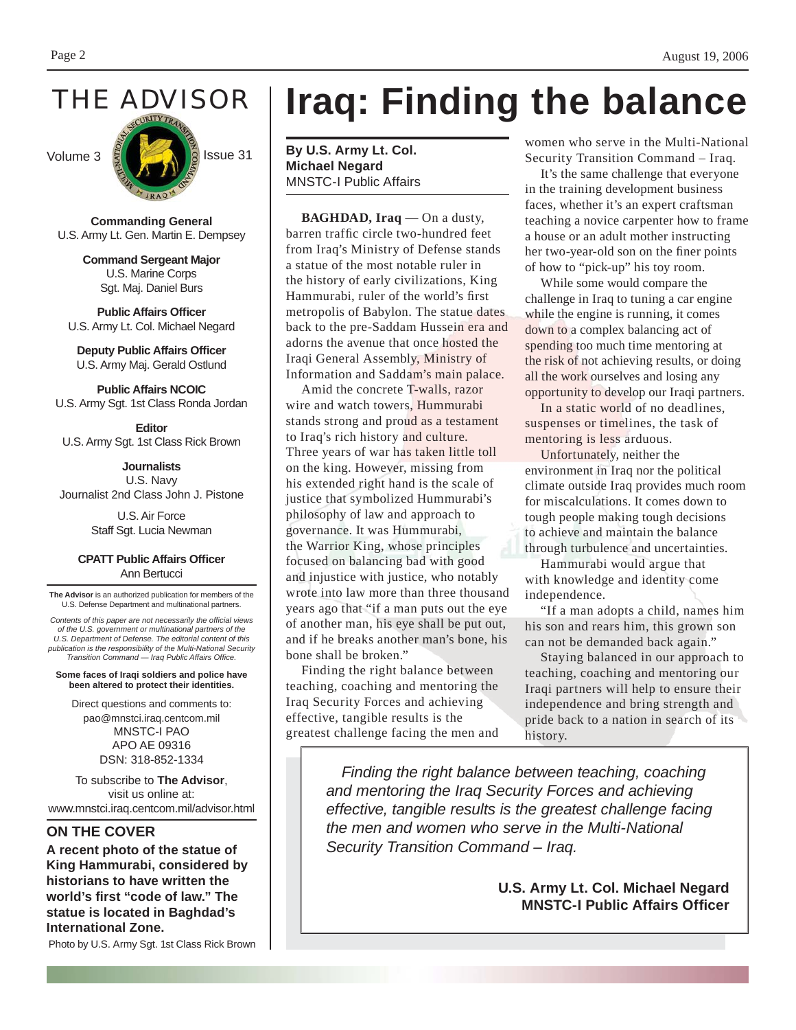# THE ADVISOR

Volume 3 Issue 31

**Commanding General**
U.S. Army Lt. Gen. Martin E. Dempsey

**Command Sergeant Major**
U.S. Marine Corps
Sgt. Maj. Daniel Burs

**Public Affairs Officer**
U.S. Army Lt. Col. Michael Negard

**Deputy Public Affairs Officer**
U.S. Army Maj. Gerald Ostlund

**Public Affairs NCOIC**
U.S. Army Sgt. 1st Class Ronda Jordan

**Editor**
U.S. Army Sgt. 1st Class Rick Brown

**Journalists**
U.S. Navy
Journalist 2nd Class John J. Pistone

U.S. Air Force
Staff Sgt. Lucia Newman

**CPATT Public Affairs Officer**
Ann Bertucci

**The Advisor** is an authorized publication for members of the U.S. Defense Department and multinational partners.

*Contents of this paper are not necessarily the official views of the U.S. government or multinational partners of the U.S. Department of Defense. The editorial content of this publication is the responsibility of the Multi-National Security Transition Command — Iraq Public Affairs Office.*

**Some faces of Iraqi soldiers and police have been altered to protect their identities.**

Direct questions and comments to:
pao@mnstci.iraq.centcom.mil
MNSTC-I PAO
APO AE 09316
DSN: 318-852-1334

To subscribe to **The Advisor**, visit us online at:
www.mnstci.iraq.centcom.mil/advisor.html

## ON THE COVER

**A recent photo of the statue of King Hammurabi, considered by historians to have written the world's first "code of law." The statue is located in Baghdad's International Zone.**

Photo by U.S. Army Sgt. 1st Class Rick Brown

# Iraq: Finding the balance

**By U.S. Army Lt. Col. Michael Negard**
MNSTC-I Public Affairs

**BAGHDAD, Iraq** — On a dusty, barren traffic circle two-hundred feet from Iraq's Ministry of Defense stands a statue of the most notable ruler in the history of early civilizations, King Hammurabi, ruler of the world's first metropolis of Babylon. The statue dates back to the pre-Saddam Hussein era and adorns the avenue that once hosted the Iraqi General Assembly, Ministry of Information and Saddam's main palace.

Amid the concrete T-walls, razor wire and watch towers, Hummurabi stands strong and proud as a testament to Iraq's rich history and culture. Three years of war has taken little toll on the king. However, missing from his extended right hand is the scale of justice that symbolized Hummurabi's philosophy of law and approach to governance. It was Hummurabi, the Warrior King, whose principles focused on balancing bad with good and injustice with justice, who notably wrote into law more than three thousand years ago that "if a man puts out the eye of another man, his eye shall be put out, and if he breaks another man's bone, his bone shall be broken."

Finding the right balance between teaching, coaching and mentoring the Iraq Security Forces and achieving effective, tangible results is the greatest challenge facing the men and women who serve in the Multi-National Security Transition Command – Iraq.

It's the same challenge that everyone in the training development business faces, whether it's an expert craftsman teaching a novice carpenter how to frame a house or an adult mother instructing her two-year-old son on the finer points of how to "pick-up" his toy room.

While some would compare the challenge in Iraq to tuning a car engine while the engine is running, it comes down to a complex balancing act of spending too much time mentoring at the risk of not achieving results, or doing all the work ourselves and losing any opportunity to develop our Iraqi partners.

In a static world of no deadlines, suspenses or timelines, the task of mentoring is less arduous.

Unfortunately, neither the environment in Iraq nor the political climate outside Iraq provides much room for miscalculations. It comes down to tough people making tough decisions to achieve and maintain the balance through turbulence and uncertainties.

Hammurabi would argue that with knowledge and identity come independence.

"If a man adopts a child, names him his son and rears him, this grown son can not be demanded back again."

Staying balanced in our approach to teaching, coaching and mentoring our Iraqi partners will help to ensure their independence and bring strength and pride back to a nation in search of its history.

> *Finding the right balance between teaching, coaching and mentoring the Iraq Security Forces and achieving effective, tangible results is the greatest challenge facing the men and women who serve in the Multi-National Security Transition Command – Iraq.*
>
> **U.S. Army Lt. Col. Michael Negard**
> **MNSTC-I Public Affairs Officer**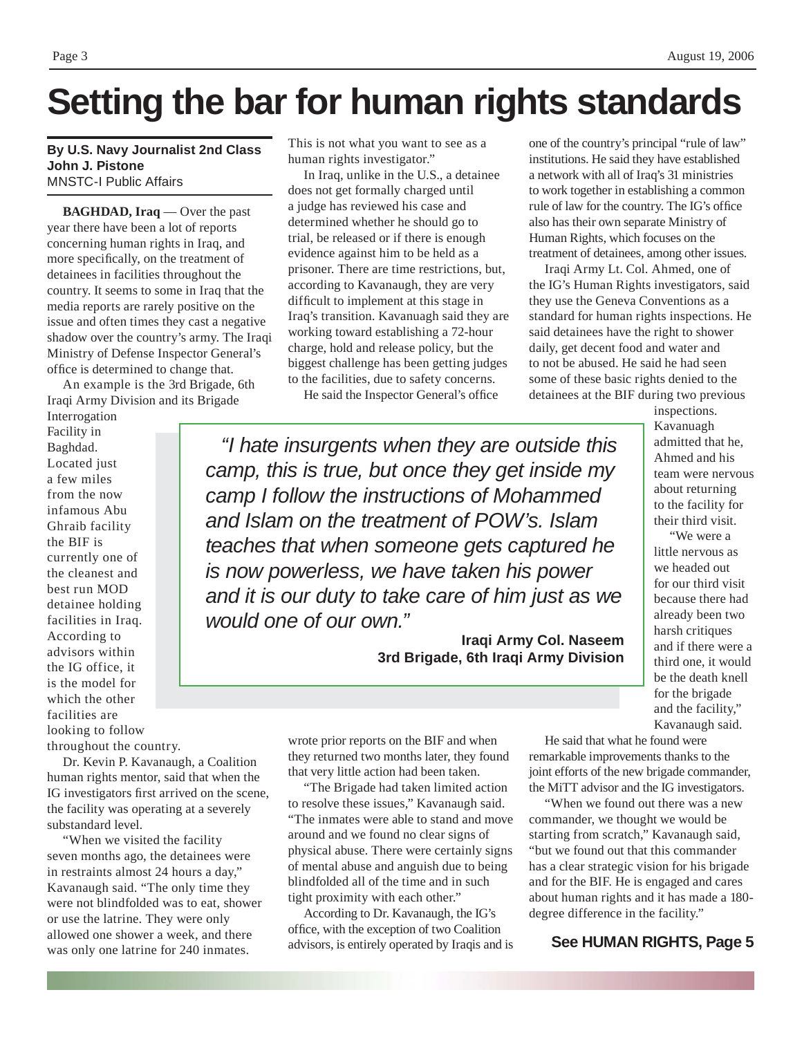# Setting the bar for human rights standards

**By U.S. Navy Journalist 2nd Class John J. Pistone**
MNSTC-I Public Affairs

**BAGHDAD, Iraq** — Over the past year there have been a lot of reports concerning human rights in Iraq, and more specifically, on the treatment of detainees in facilities throughout the country. It seems to some in Iraq that the media reports are rarely positive on the issue and often times they cast a negative shadow over the country's army. The Iraqi Ministry of Defense Inspector General's office is determined to change that.

An example is the 3rd Brigade, 6th Iraqi Army Division and its Brigade Interrogation Facility in Baghdad. Located just a few miles from the now infamous Abu Ghraib facility the BIF is currently one of the cleanest and best run MOD detainee holding facilities in Iraq. According to advisors within the IG office, it is the model for which the other facilities are looking to follow throughout the country.

Dr. Kevin P. Kavanaugh, a Coalition human rights mentor, said that when the IG investigators first arrived on the scene, the facility was operating at a severely substandard level.

"When we visited the facility seven months ago, the detainees were in restraints almost 24 hours a day," Kavanaugh said. "The only time they were not blindfolded was to eat, shower or use the latrine. They were only allowed one shower a week, and there was only one latrine for 240 inmates. This is not what you want to see as a human rights investigator."

In Iraq, unlike in the U.S., a detainee does not get formally charged until a judge has reviewed his case and determined whether he should go to trial, be released or if there is enough evidence against him to be held as a prisoner. There are time restrictions, but, according to Kavanaugh, they are very difficult to implement at this stage in Iraq's transition. Kavanaugh said they are working toward establishing a 72-hour charge, hold and release policy, but the biggest challenge has been getting judges to the facilities, due to safety concerns.

He said the Inspector General's office wrote prior reports on the BIF and when they returned two months later, they found that very little action had been taken.

"The Brigade had taken limited action to resolve these issues," Kavanaugh said. "The inmates were able to stand and move around and we found no clear signs of physical abuse. There were certainly signs of mental abuse and anguish due to being blindfolded all of the time and in such tight proximity with each other."

According to Dr. Kavanaugh, the IG's office, with the exception of two Coalition advisors, is entirely operated by Iraqis and is one of the country's principal "rule of law" institutions. He said they have established a network with all of Iraq's 31 ministries to work together in establishing a common rule of law for the country. The IG's office also has their own separate Ministry of Human Rights, which focuses on the treatment of detainees, among other issues.

Iraqi Army Lt. Col. Ahmed, one of the IG's Human Rights investigators, said they use the Geneva Conventions as a standard for human rights inspections. He said detainees have the right to shower daily, get decent food and water and to not be abused. He said he had seen some of these basic rights denied to the detainees at the BIF during two previous inspections. Kavanuagh admitted that he, Ahmed and his team were nervous about returning to the facility for their third visit.

"We were a little nervous as we headed out for our third visit because there had already been two harsh critiques and if there were a third one, it would be the death knell for the brigade and the facility," Kavanaugh said.

He said that what he found were remarkable improvements thanks to the joint efforts of the new brigade commander, the MiTT advisor and the IG investigators.

"When we found out there was a new commander, we thought we would be starting from scratch," Kavanaugh said, "but we found out that this commander has a clear strategic vision for his brigade and for the BIF. He is engaged and cares about human rights and it has made a 180-degree difference in the facility."

> *"I hate insurgents when they are outside this camp, this is true, but once they get inside my camp I follow the instructions of Mohammed and Islam on the treatment of POW's. Islam teaches that when someone gets captured he is now powerless, we have taken his power and it is our duty to take care of him just as we would one of our own."*
>
> **Iraqi Army Col. Naseem**
> **3rd Brigade, 6th Iraqi Army Division**

**See HUMAN RIGHTS, Page 5**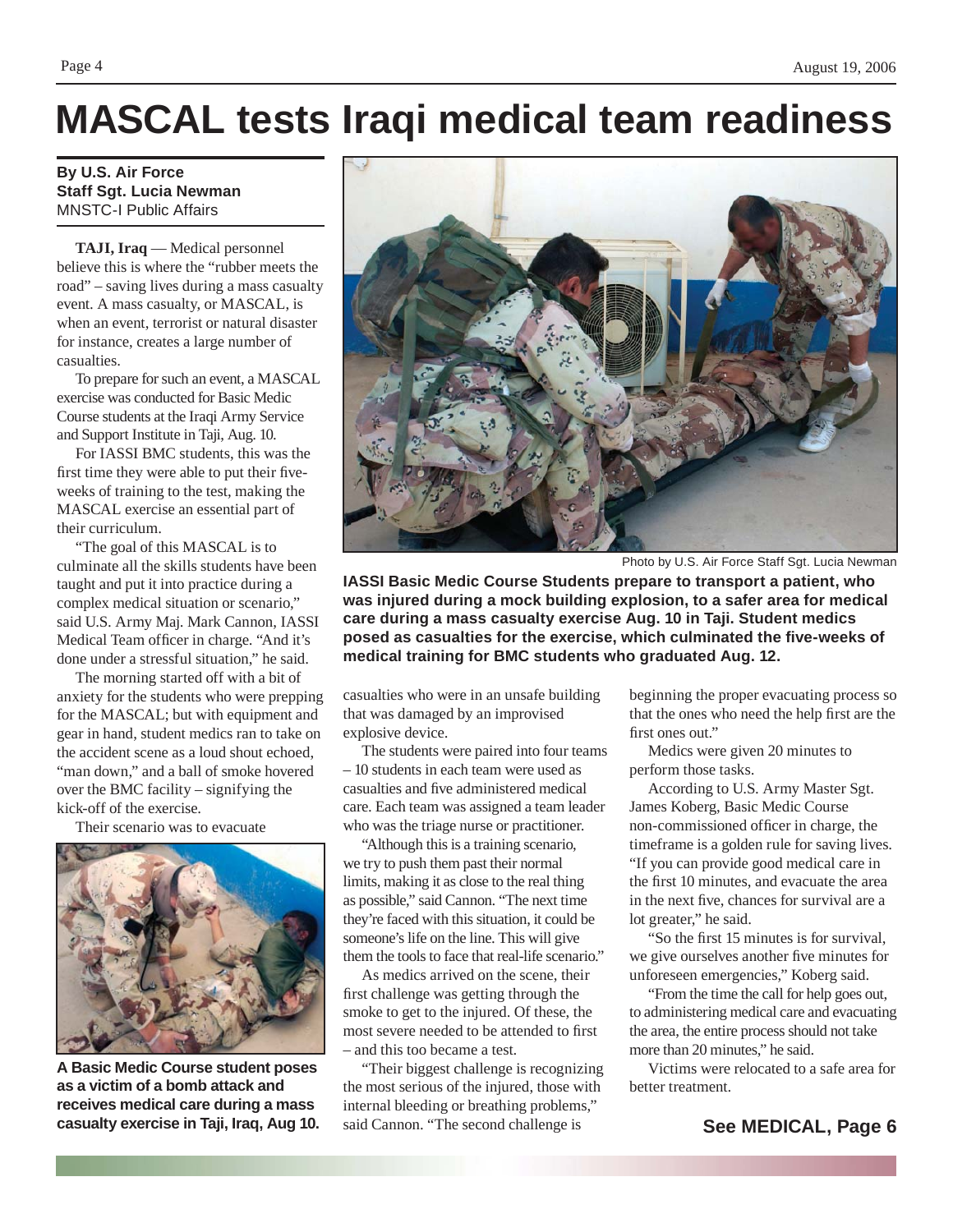# MASCAL tests Iraqi medical team readiness

**By U.S. Air Force Staff Sgt. Lucia Newman**
MNSTC-I Public Affairs

**TAJI, Iraq** — Medical personnel believe this is where the "rubber meets the road" – saving lives during a mass casualty event. A mass casualty, or MASCAL, is when an event, terrorist or natural disaster for instance, creates a large number of casualties.

To prepare for such an event, a MASCAL exercise was conducted for Basic Medic Course students at the Iraqi Army Service and Support Institute in Taji, Aug. 10.

For IASSI BMC students, this was the first time they were able to put their five-weeks of training to the test, making the MASCAL exercise an essential part of their curriculum.

"The goal of this MASCAL is to culminate all the skills students have been taught and put it into practice during a complex medical situation or scenario," said U.S. Army Maj. Mark Cannon, IASSI Medical Team officer in charge. "And it's done under a stressful situation," he said.

The morning started off with a bit of anxiety for the students who were prepping for the MASCAL; but with equipment and gear in hand, student medics ran to take on the accident scene as a loud shout echoed, "man down," and a ball of smoke hovered over the BMC facility – signifying the kick-off of the exercise.

Their scenario was to evacuate casualties who were in an unsafe building that was damaged by an improvised explosive device.

The students were paired into four teams – 10 students in each team were used as casualties and five administered medical care. Each team was assigned a team leader who was the triage nurse or practitioner.

"Although this is a training scenario, we try to push them past their normal limits, making it as close to the real thing as possible," said Cannon. "The next time they're faced with this situation, it could be someone's life on the line. This will give them the tools to face that real-life scenario."

As medics arrived on the scene, their first challenge was getting through the smoke to get to the injured. Of these, the most severe needed to be attended to first – and this too became a test.

"Their biggest challenge is recognizing the most serious of the injured, those with internal bleeding or breathing problems," said Cannon. "The second challenge is beginning the proper evacuating process so that the ones who need the help first are the first ones out."

Medics were given 20 minutes to perform those tasks.

According to U.S. Army Master Sgt. James Koberg, Basic Medic Course non-commissioned officer in charge, the timeframe is a golden rule for saving lives. "If you can provide good medical care in the first 10 minutes, and evacuate the area in the next five, chances for survival are a lot greater," he said.

"So the first 15 minutes is for survival, we give ourselves another five minutes for unforeseen emergencies," Koberg said.

"From the time the call for help goes out, to administering medical care and evacuating the area, the entire process should not take more than 20 minutes," he said.

Victims were relocated to a safe area for better treatment.

**See MEDICAL, Page 6**

Photo by U.S. Air Force Staff Sgt. Lucia Newman

**IASSI Basic Medic Course Students prepare to transport a patient, who was injured during a mock building explosion, to a safer area for medical care during a mass casualty exercise Aug. 10 in Taji. Student medics posed as casualties for the exercise, which culminated the five-weeks of medical training for BMC students who graduated Aug. 12.**

**A Basic Medic Course student poses as a victim of a bomb attack and receives medical care during a mass casualty exercise in Taji, Iraq, Aug 10.**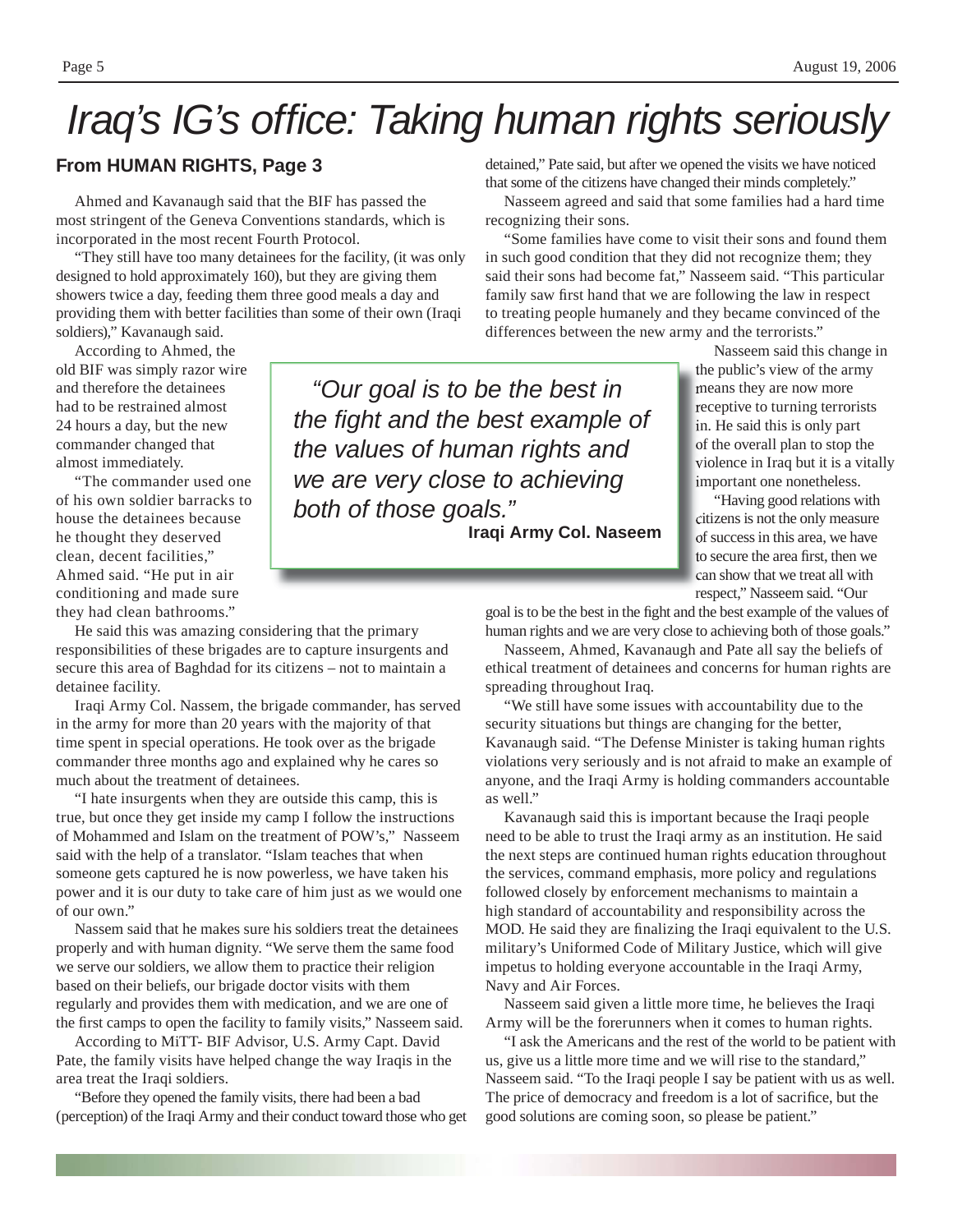# Iraq's IG's office: Taking human rights seriously

### From HUMAN RIGHTS, Page 3

Ahmed and Kavanaugh said that the BIF has passed the most stringent of the Geneva Conventions standards, which is incorporated in the most recent Fourth Protocol.

"They still have too many detainees for the facility, (it was only designed to hold approximately 160), but they are giving them showers twice a day, feeding them three good meals a day and providing them with better facilities than some of their own (Iraqi soldiers)," Kavanaugh said.

According to Ahmed, the old BIF was simply razor wire and therefore the detainees had to be restrained almost 24 hours a day, but the new commander changed that almost immediately.

"The commander used one of his own soldier barracks to house the detainees because he thought they deserved clean, decent facilities," Ahmed said. "He put in air conditioning and made sure they had clean bathrooms."

He said this was amazing considering that the primary responsibilities of these brigades are to capture insurgents and secure this area of Baghdad for its citizens – not to maintain a detainee facility.

Iraqi Army Col. Nassem, the brigade commander, has served in the army for more than 20 years with the majority of that time spent in special operations. He took over as the brigade commander three months ago and explained why he cares so much about the treatment of detainees.

"I hate insurgents when they are outside this camp, this is true, but once they get inside my camp I follow the instructions of Mohammed and Islam on the treatment of POW's," Nasseem said with the help of a translator. "Islam teaches that when someone gets captured he is now powerless, we have taken his power and it is our duty to take care of him just as we would one of our own."

Nassem said that he makes sure his soldiers treat the detainees properly and with human dignity. "We serve them the same food we serve our soldiers, we allow them to practice their religion based on their beliefs, our brigade doctor visits with them regularly and provides them with medication, and we are one of the first camps to open the facility to family visits," Nasseem said.

According to MiTT- BIF Advisor, U.S. Army Capt. David Pate, the family visits have helped change the way Iraqis in the area treat the Iraqi soldiers.

"Before they opened the family visits, there had been a bad (perception) of the Iraqi Army and their conduct toward those who get detained," Pate said, but after we opened the visits we have noticed that some of the citizens have changed their minds completely."

Nasseem agreed and said that some families had a hard time recognizing their sons.

"Some families have come to visit their sons and found them in such good condition that they did not recognize them; they said their sons had become fat," Nasseem said. "This particular family saw first hand that we are following the law in respect to treating people humanely and they became convinced of the differences between the new army and the terrorists."

> *"Our goal is to be the best in the fight and the best example of the values of human rights and we are very close to achieving both of those goals."*
> **Iraqi Army Col. Naseem**

Nasseem said this change in the public's view of the army means they are now more receptive to turning terrorists in. He said this is only part of the overall plan to stop the violence in Iraq but it is a vitally important one nonetheless.

"Having good relations with citizens is not the only measure of success in this area, we have to secure the area first, then we can show that we treat all with respect," Nasseem said. "Our goal is to be the best in the fight and the best example of the values of human rights and we are very close to achieving both of those goals."

Nasseem, Ahmed, Kavanaugh and Pate all say the beliefs of ethical treatment of detainees and concerns for human rights are spreading throughout Iraq.

"We still have some issues with accountability due to the security situations but things are changing for the better, Kavanaugh said. "The Defense Minister is taking human rights violations very seriously and is not afraid to make an example of anyone, and the Iraqi Army is holding commanders accountable as well."

Kavanaugh said this is important because the Iraqi people need to be able to trust the Iraqi army as an institution. He said the next steps are continued human rights education throughout the services, command emphasis, more policy and regulations followed closely by enforcement mechanisms to maintain a high standard of accountability and responsibility across the MOD. He said they are finalizing the Iraqi equivalent to the U.S. military's Uniformed Code of Military Justice, which will give impetus to holding everyone accountable in the Iraqi Army, Navy and Air Forces.

Nasseem said given a little more time, he believes the Iraqi Army will be the forerunners when it comes to human rights.

"I ask the Americans and the rest of the world to be patient with us, give us a little more time and we will rise to the standard," Nasseem said. "To the Iraqi people I say be patient with us as well. The price of democracy and freedom is a lot of sacrifice, but the good solutions are coming soon, so please be patient."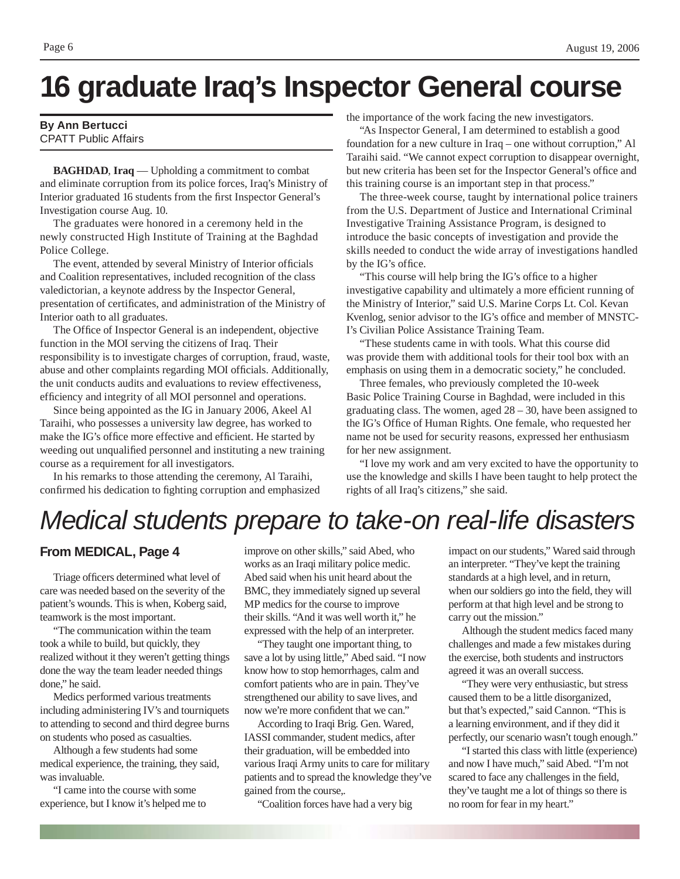# 16 graduate Iraq's Inspector General course

**By Ann Bertucci**
CPATT Public Affairs

**BAGHDAD**, **Iraq** — Upholding a commitment to combat and eliminate corruption from its police forces, Iraq's Ministry of Interior graduated 16 students from the first Inspector General's Investigation course Aug. 10.

The graduates were honored in a ceremony held in the newly constructed High Institute of Training at the Baghdad Police College.

The event, attended by several Ministry of Interior officials and Coalition representatives, included recognition of the class valedictorian, a keynote address by the Inspector General, presentation of certificates, and administration of the Ministry of Interior oath to all graduates.

The Office of Inspector General is an independent, objective function in the MOI serving the citizens of Iraq. Their responsibility is to investigate charges of corruption, fraud, waste, abuse and other complaints regarding MOI officials. Additionally, the unit conducts audits and evaluations to review effectiveness, efficiency and integrity of all MOI personnel and operations.

Since being appointed as the IG in January 2006, Akeel Al Taraihi, who possesses a university law degree, has worked to make the IG's office more effective and efficient. He started by weeding out unqualified personnel and instituting a new training course as a requirement for all investigators.

In his remarks to those attending the ceremony, Al Taraihi, confirmed his dedication to fighting corruption and emphasized the importance of the work facing the new investigators.

"As Inspector General, I am determined to establish a good foundation for a new culture in Iraq – one without corruption," Al Taraihi said. "We cannot expect corruption to disappear overnight, but new criteria has been set for the Inspector General's office and this training course is an important step in that process."

The three-week course, taught by international police trainers from the U.S. Department of Justice and International Criminal Investigative Training Assistance Program, is designed to introduce the basic concepts of investigation and provide the skills needed to conduct the wide array of investigations handled by the IG's office.

"This course will help bring the IG's office to a higher investigative capability and ultimately a more efficient running of the Ministry of Interior," said U.S. Marine Corps Lt. Col. Kevan Kvenlog, senior advisor to the IG's office and member of MNSTC-I's Civilian Police Assistance Training Team.

"These students came in with tools. What this course did was provide them with additional tools for their tool box with an emphasis on using them in a democratic society," he concluded.

Three females, who previously completed the 10-week Basic Police Training Course in Baghdad, were included in this graduating class. The women, aged 28 – 30, have been assigned to the IG's Office of Human Rights. One female, who requested her name not be used for security reasons, expressed her enthusiasm for her new assignment.

"I love my work and am very excited to have the opportunity to use the knowledge and skills I have been taught to help protect the rights of all Iraq's citizens," she said.

# *Medical students prepare to take-on real-life disasters*

**From MEDICAL, Page 4**

Triage officers determined what level of care was needed based on the severity of the patient's wounds. This is when, Koberg said, teamwork is the most important.

"The communication within the team took a while to build, but quickly, they realized without it they weren't getting things done the way the team leader needed things done," he said.

Medics performed various treatments including administering IV's and tourniquets to attending to second and third degree burns on students who posed as casualties.

Although a few students had some medical experience, the training, they said, was invaluable.

"I came into the course with some experience, but I know it's helped me to improve on other skills," said Abed, who works as an Iraqi military police medic. Abed said when his unit heard about the BMC, they immediately signed up several MP medics for the course to improve their skills. "And it was well worth it," he expressed with the help of an interpreter.

"They taught one important thing, to save a lot by using little," Abed said. "I now know how to stop hemorrhages, calm and comfort patients who are in pain. They've strengthened our ability to save lives, and now we're more confident that we can."

According to Iraqi Brig. Gen. Wared, IASSI commander, student medics, after their graduation, will be embedded into various Iraqi Army units to care for military patients and to spread the knowledge they've gained from the course,.

"Coalition forces have had a very big impact on our students," Wared said through an interpreter. "They've kept the training standards at a high level, and in return, when our soldiers go into the field, they will perform at that high level and be strong to carry out the mission."

Although the student medics faced many challenges and made a few mistakes during the exercise, both students and instructors agreed it was an overall success.

"They were very enthusiastic, but stress caused them to be a little disorganized, but that's expected," said Cannon. "This is a learning environment, and if they did it perfectly, our scenario wasn't tough enough."

"I started this class with little (experience) and now I have much," said Abed. "I'm not scared to face any challenges in the field, they've taught me a lot of things so there is no room for fear in my heart."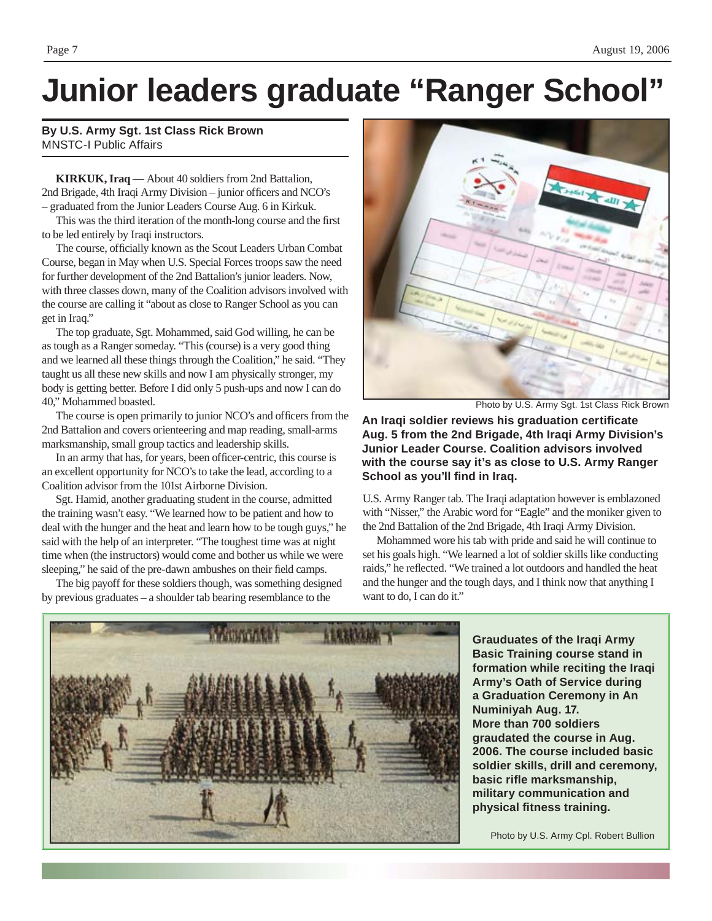# Junior leaders graduate "Ranger School"

**By U.S. Army Sgt. 1st Class Rick Brown**
MNSTC-I Public Affairs

**KIRKUK, Iraq** — About 40 soldiers from 2nd Battalion, 2nd Brigade, 4th Iraqi Army Division – junior officers and NCO's – graduated from the Junior Leaders Course Aug. 6 in Kirkuk.

This was the third iteration of the month-long course and the first to be led entirely by Iraqi instructors.

The course, officially known as the Scout Leaders Urban Combat Course, began in May when U.S. Special Forces troops saw the need for further development of the 2nd Battalion's junior leaders. Now, with three classes down, many of the Coalition advisors involved with the course are calling it "about as close to Ranger School as you can get in Iraq."

The top graduate, Sgt. Mohammed, said God willing, he can be as tough as a Ranger someday. "This (course) is a very good thing and we learned all these things through the Coalition," he said. "They taught us all these new skills and now I am physically stronger, my body is getting better. Before I did only 5 push-ups and now I can do 40," Mohammed boasted.

The course is open primarily to junior NCO's and officers from the 2nd Battalion and covers orienteering and map reading, small-arms marksmanship, small group tactics and leadership skills.

In an army that has, for years, been officer-centric, this course is an excellent opportunity for NCO's to take the lead, according to a Coalition advisor from the 101st Airborne Division.

Sgt. Hamid, another graduating student in the course, admitted the training wasn't easy. "We learned how to be patient and how to deal with the hunger and the heat and learn how to be tough guys," he said with the help of an interpreter. "The toughest time was at night time when (the instructors) would come and bother us while we were sleeping," he said of the pre-dawn ambushes on their field camps.

The big payoff for these soldiers though, was something designed by previous graduates – a shoulder tab bearing resemblance to the U.S. Army Ranger tab. The Iraqi adaptation however is emblazoned with "Nisser," the Arabic word for "Eagle" and the moniker given to the 2nd Battalion of the 2nd Brigade, 4th Iraqi Army Division.

Mohammed wore his tab with pride and said he will continue to set his goals high. "We learned a lot of soldier skills like conducting raids," he reflected. "We trained a lot outdoors and handled the heat and the hunger and the tough days, and I think now that anything I want to do, I can do it."

Photo by U.S. Army Sgt. 1st Class Rick Brown

**An Iraqi soldier reviews his graduation certificate Aug. 5 from the 2nd Brigade, 4th Iraqi Army Division's Junior Leader Course. Coalition advisors involved with the course say it's as close to U.S. Army Ranger School as you'll find in Iraq.**

**Grauduates of the Iraqi Army Basic Training course stand in formation while reciting the Iraqi Army's Oath of Service during a Graduation Ceremony in An Numiniyah Aug. 17. More than 700 soldiers graudated the course in Aug. 2006. The course included basic soldier skills, drill and ceremony, basic rifle marksmanship, military communication and physical fitness training.**

Photo by U.S. Army Cpl. Robert Bullion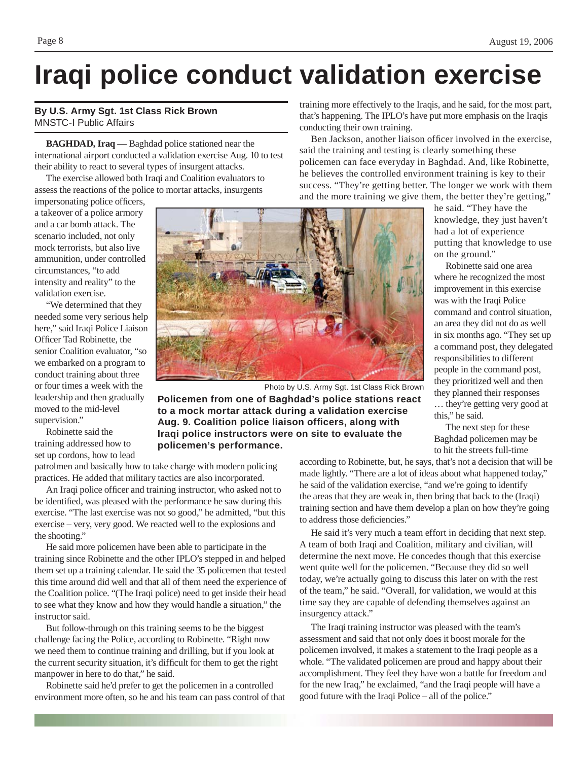# Iraqi police conduct validation exercise

**By U.S. Army Sgt. 1st Class Rick Brown**
MNSTC-I Public Affairs

**BAGHDAD, Iraq** — Baghdad police stationed near the international airport conducted a validation exercise Aug. 10 to test their ability to react to several types of insurgent attacks.

The exercise allowed both Iraqi and Coalition evaluators to assess the reactions of the police to mortar attacks, insurgents impersonating police officers, a takeover of a police armory and a car bomb attack. The scenario included, not only mock terrorists, but also live ammunition, under controlled circumstances, "to add intensity and reality" to the validation exercise.

"We determined that they needed some very serious help here," said Iraqi Police Liaison Officer Tad Robinette, the senior Coalition evaluator, "so we embarked on a program to conduct training about three or four times a week with the leadership and then gradually moved to the mid-level supervision."

Robinette said the training addressed how to set up cordons, how to lead patrolmen and basically how to take charge with modern policing practices. He added that military tactics are also incorporated.

An Iraqi police officer and training instructor, who asked not to be identified, was pleased with the performance he saw during this exercise. "The last exercise was not so good," he admitted, "but this exercise – very, very good. We reacted well to the explosions and the shooting."

He said more policemen have been able to participate in the training since Robinette and the other IPLO's stepped in and helped them set up a training calendar. He said the 35 policemen that tested this time around did well and that all of them need the experience of the Coalition police. "(The Iraqi police) need to get inside their head to see what they know and how they would handle a situation," the instructor said.

But follow-through on this training seems to be the biggest challenge facing the Police, according to Robinette. "Right now we need them to continue training and drilling, but if you look at the current security situation, it's difficult for them to get the right manpower in here to do that," he said.

Robinette said he'd prefer to get the policemen in a controlled environment more often, so he and his team can pass control of that training more effectively to the Iraqis, and he said, for the most part, that's happening. The IPLO's have put more emphasis on the Iraqis conducting their own training.

Ben Jackson, another liaison officer involved in the exercise, said the training and testing is clearly something these policemen can face everyday in Baghdad. And, like Robinette, he believes the controlled environment training is key to their success. "They're getting better. The longer we work with them and the more training we give them, the better they're getting," he said. "They have the knowledge, they just haven't had a lot of experience putting that knowledge to use on the ground."

Robinette said one area where he recognized the most improvement in this exercise was with the Iraqi Police command and control situation, an area they did not do as well in six months ago. "They set up a command post, they delegated responsibilities to different people in the command post, they prioritized well and then they planned their responses … they're getting very good at this," he said.

The next step for these Baghdad policemen may be to hit the streets full-time according to Robinette, but, he says, that's not a decision that will be made lightly. "There are a lot of ideas about what happened today," he said of the validation exercise, "and we're going to identify the areas that they are weak in, then bring that back to the (Iraqi) training section and have them develop a plan on how they're going to address those deficiencies."

He said it's very much a team effort in deciding that next step. A team of both Iraqi and Coalition, military and civilian, will determine the next move. He concedes though that this exercise went quite well for the policemen. "Because they did so well today, we're actually going to discuss this later on with the rest of the team," he said. "Overall, for validation, we would at this time say they are capable of defending themselves against an insurgency attack."

The Iraqi training instructor was pleased with the team's assessment and said that not only does it boost morale for the policemen involved, it makes a statement to the Iraqi people as a whole. "The validated policemen are proud and happy about their accomplishment. They feel they have won a battle for freedom and for the new Iraq," he exclaimed, "and the Iraqi people will have a good future with the Iraqi Police – all of the police."

Photo by U.S. Army Sgt. 1st Class Rick Brown

**Policemen from one of Baghdad's police stations react to a mock mortar attack during a validation exercise Aug. 9. Coalition police liaison officers, along with Iraqi police instructors were on site to evaluate the policemen's performance.**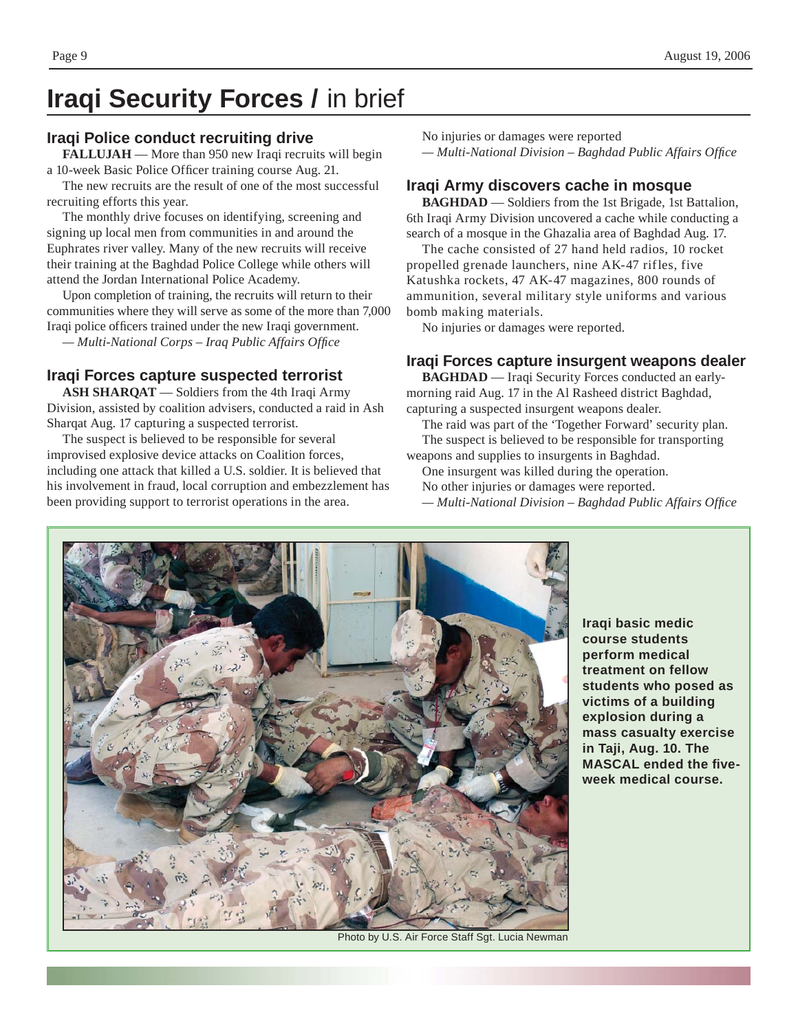# Iraqi Security Forces / in brief

## Iraqi Police conduct recruiting drive

**FALLUJAH** — More than 950 new Iraqi recruits will begin a 10-week Basic Police Officer training course Aug. 21.

The new recruits are the result of one of the most successful recruiting efforts this year.

The monthly drive focuses on identifying, screening and signing up local men from communities in and around the Euphrates river valley. Many of the new recruits will receive their training at the Baghdad Police College while others will attend the Jordan International Police Academy.

Upon completion of training, the recruits will return to their communities where they will serve as some of the more than 7,000 Iraqi police officers trained under the new Iraqi government.

*— Multi-National Corps – Iraq Public Affairs Office*

## Iraqi Forces capture suspected terrorist

**ASH SHARQAT** — Soldiers from the 4th Iraqi Army Division, assisted by coalition advisers, conducted a raid in Ash Sharqat Aug. 17 capturing a suspected terrorist.

The suspect is believed to be responsible for several improvised explosive device attacks on Coalition forces, including one attack that killed a U.S. soldier. It is believed that his involvement in fraud, local corruption and embezzlement has been providing support to terrorist operations in the area.

No injuries or damages were reported

*— Multi-National Division – Baghdad Public Affairs Office*

## Iraqi Army discovers cache in mosque

**BAGHDAD** — Soldiers from the 1st Brigade, 1st Battalion, 6th Iraqi Army Division uncovered a cache while conducting a search of a mosque in the Ghazalia area of Baghdad Aug. 17.

The cache consisted of 27 hand held radios, 10 rocket propelled grenade launchers, nine AK-47 rifles, five Katushka rockets, 47 AK-47 magazines, 800 rounds of ammunition, several military style uniforms and various bomb making materials.

No injuries or damages were reported.

## Iraqi Forces capture insurgent weapons dealer

**BAGHDAD** — Iraqi Security Forces conducted an early-morning raid Aug. 17 in the Al Rasheed district Baghdad, capturing a suspected insurgent weapons dealer.

The raid was part of the 'Together Forward' security plan.

The suspect is believed to be responsible for transporting weapons and supplies to insurgents in Baghdad.

One insurgent was killed during the operation.

No other injuries or damages were reported.

*— Multi-National Division – Baghdad Public Affairs Office*

Photo by U.S. Air Force Staff Sgt. Lucia Newman

**Iraqi basic medic course students perform medical treatment on fellow students who posed as victims of a building explosion during a mass casualty exercise in Taji, Aug. 10. The MASCAL ended the five-week medical course.**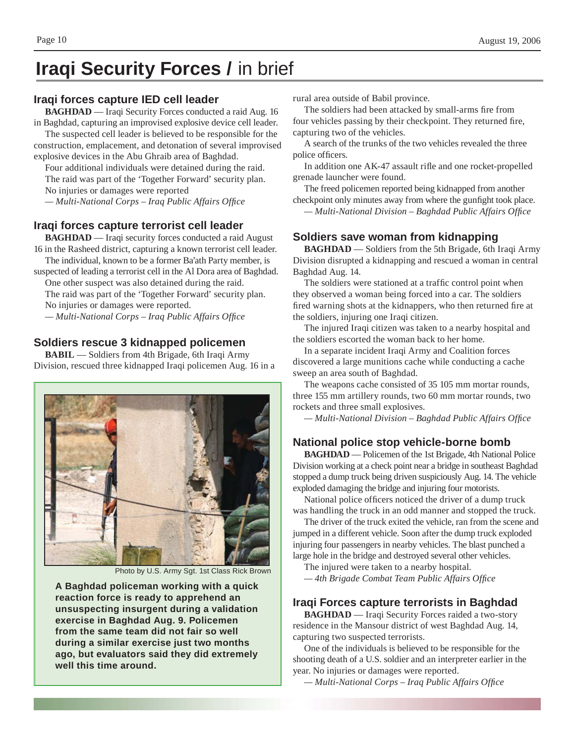# Iraqi Security Forces / in brief

## Iraqi forces capture IED cell leader

**BAGHDAD** — Iraqi Security Forces conducted a raid Aug. 16 in Baghdad, capturing an improvised explosive device cell leader.

The suspected cell leader is believed to be responsible for the construction, emplacement, and detonation of several improvised explosive devices in the Abu Ghraib area of Baghdad.

Four additional individuals were detained during the raid.

The raid was part of the 'Together Forward' security plan.

No injuries or damages were reported

*— Multi-National Corps – Iraq Public Affairs Office*

## Iraqi forces capture terrorist cell leader

**BAGHDAD** — Iraqi security forces conducted a raid August 16 in the Rasheed district, capturing a known terrorist cell leader.

The individual, known to be a former Ba'ath Party member, is suspected of leading a terrorist cell in the Al Dora area of Baghdad.

One other suspect was also detained during the raid.

The raid was part of the 'Together Forward' security plan.

No injuries or damages were reported.

*— Multi-National Corps – Iraq Public Affairs Office*

## Soldiers rescue 3 kidnapped policemen

**BABIL** — Soldiers from 4th Brigade, 6th Iraqi Army Division, rescued three kidnapped Iraqi policemen Aug. 16 in a rural area outside of Babil province.

The soldiers had been attacked by small-arms fire from four vehicles passing by their checkpoint. They returned fire, capturing two of the vehicles.

A search of the trunks of the two vehicles revealed the three police officers.

In addition one AK-47 assault rifle and one rocket-propelled grenade launcher were found.

The freed policemen reported being kidnapped from another checkpoint only minutes away from where the gunfight took place.

*— Multi-National Division – Baghdad Public Affairs Office*

Photo by U.S. Army Sgt. 1st Class Rick Brown

**A Baghdad policeman working with a quick reaction force is ready to apprehend an unsuspecting insurgent during a validation exercise in Baghdad Aug. 9. Policemen from the same team did not fair so well during a similar exercise just two months ago, but evaluators said they did extremely well this time around.**

## Soldiers save woman from kidnapping

**BAGHDAD** — Soldiers from the 5th Brigade, 6th Iraqi Army Division disrupted a kidnapping and rescued a woman in central Baghdad Aug. 14.

The soldiers were stationed at a traffic control point when they observed a woman being forced into a car. The soldiers fired warning shots at the kidnappers, who then returned fire at the soldiers, injuring one Iraqi citizen.

The injured Iraqi citizen was taken to a nearby hospital and the soldiers escorted the woman back to her home.

In a separate incident Iraqi Army and Coalition forces discovered a large munitions cache while conducting a cache sweep an area south of Baghdad.

The weapons cache consisted of 35 105 mm mortar rounds, three 155 mm artillery rounds, two 60 mm mortar rounds, two rockets and three small explosives.

*— Multi-National Division – Baghdad Public Affairs Office*

## National police stop vehicle-borne bomb

**BAGHDAD** — Policemen of the 1st Brigade, 4th National Police Division working at a check point near a bridge in southeast Baghdad stopped a dump truck being driven suspiciously Aug. 14. The vehicle exploded damaging the bridge and injuring four motorists.

National police officers noticed the driver of a dump truck was handling the truck in an odd manner and stopped the truck.

The driver of the truck exited the vehicle, ran from the scene and jumped in a different vehicle. Soon after the dump truck exploded injuring four passengers in nearby vehicles. The blast punched a large hole in the bridge and destroyed several other vehicles.

The injured were taken to a nearby hospital.

*— 4th Brigade Combat Team Public Affairs Office*

## Iraqi Forces capture terrorists in Baghdad

**BAGHDAD** — Iraqi Security Forces raided a two-story residence in the Mansour district of west Baghdad Aug. 14, capturing two suspected terrorists.

One of the individuals is believed to be responsible for the shooting death of a U.S. soldier and an interpreter earlier in the year. No injuries or damages were reported.

*— Multi-National Corps – Iraq Public Affairs Office*